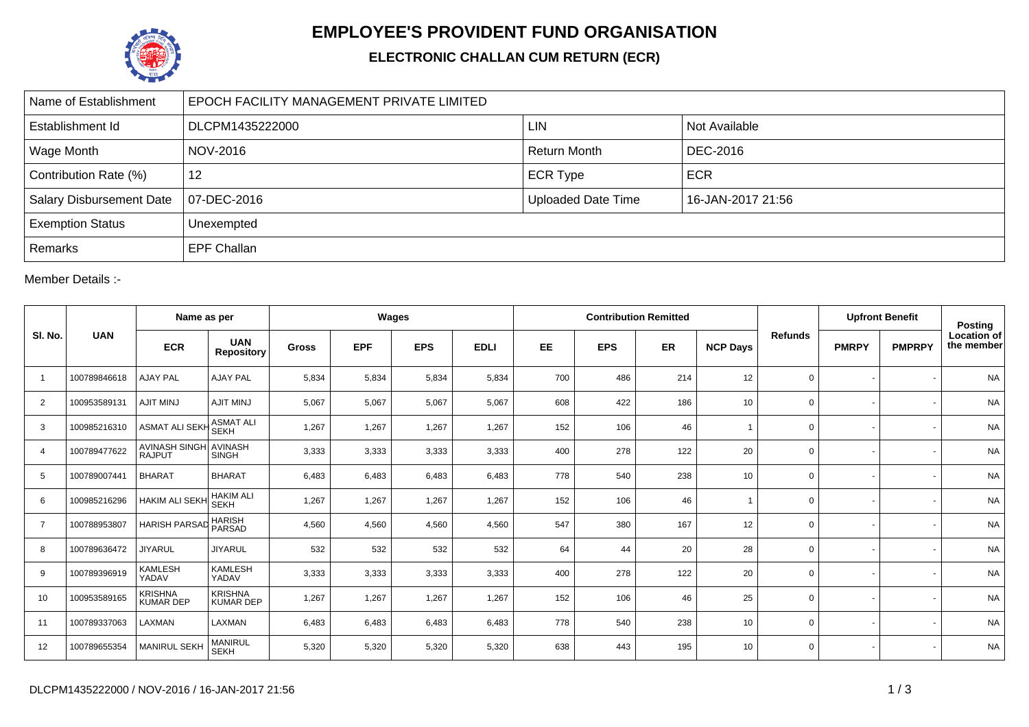# EMPLOYEE'S PROVIDENT FUND ORGANISATION

## ELECTRONIC CHALLAN CUM RETURN (ECR)

| | | | |
|---|---|---|---|
| Name of Establishment | EPOCH FACILITY MANAGEMENT PRIVATE LIMITED | | |
| Establishment Id | DLCPM1435222000 | LIN | Not Available |
| Wage Month | NOV-2016 | Return Month | DEC-2016 |
| Contribution Rate (%) | 12 | ECR Type | ECR |
| Salary Disbursement Date | 07-DEC-2016 | Uploaded Date Time | 16-JAN-2017 21:56 |
| Exemption Status | Unexempted | | |
| Remarks | EPF Challan | | |

Member Details :-

| Sl. No. | UAN | Name as per | | Wages | | | | Contribution Remitted | | | | Refunds | Upfront Benefit | | Posting Location of the member |
|---|---|---|---|---|---|---|---|---|---|---|---|---|---|---|---|
| | | ECR | UAN Repository | Gross | EPF | EPS | EDLI | EE | EPS | ER | NCP Days | | PMRPY | PMPRPY | |
| 1 | 100789846618 | AJAY PAL | AJAY PAL | 5,834 | 5,834 | 5,834 | 5,834 | 700 | 486 | 214 | 12 | 0 | - | - | NA |
| 2 | 100953589131 | AJIT MINJ | AJIT MINJ | 5,067 | 5,067 | 5,067 | 5,067 | 608 | 422 | 186 | 10 | 0 | - | - | NA |
| 3 | 100985216310 | ASMAT ALI SEKH | ASMAT ALI SEKH | 1,267 | 1,267 | 1,267 | 1,267 | 152 | 106 | 46 | 1 | 0 | - | - | NA |
| 4 | 100789477622 | AVINASH SINGH RAJPUT | AVINASH SINGH | 3,333 | 3,333 | 3,333 | 3,333 | 400 | 278 | 122 | 20 | 0 | - | - | NA |
| 5 | 100789007441 | BHARAT | BHARAT | 6,483 | 6,483 | 6,483 | 6,483 | 778 | 540 | 238 | 10 | 0 | - | - | NA |
| 6 | 100985216296 | HAKIM ALI SEKH | HAKIM ALI SEKH | 1,267 | 1,267 | 1,267 | 1,267 | 152 | 106 | 46 | 1 | 0 | - | - | NA |
| 7 | 100788953807 | HARISH PARSAD | HARISH PARSAD | 4,560 | 4,560 | 4,560 | 4,560 | 547 | 380 | 167 | 12 | 0 | - | - | NA |
| 8 | 100789636472 | JIYARUL | JIYARUL | 532 | 532 | 532 | 532 | 64 | 44 | 20 | 28 | 0 | - | - | NA |
| 9 | 100789396919 | KAMLESH YADAV | KAMLESH YADAV | 3,333 | 3,333 | 3,333 | 3,333 | 400 | 278 | 122 | 20 | 0 | - | - | NA |
| 10 | 100953589165 | KRISHNA KUMAR DEP | KRISHNA KUMAR DEP | 1,267 | 1,267 | 1,267 | 1,267 | 152 | 106 | 46 | 25 | 0 | - | - | NA |
| 11 | 100789337063 | LAXMAN | LAXMAN | 6,483 | 6,483 | 6,483 | 6,483 | 778 | 540 | 238 | 10 | 0 | - | - | NA |
| 12 | 100789655354 | MANIRUL SEKH | MANIRUL SEKH | 5,320 | 5,320 | 5,320 | 5,320 | 638 | 443 | 195 | 10 | 0 | - | - | NA |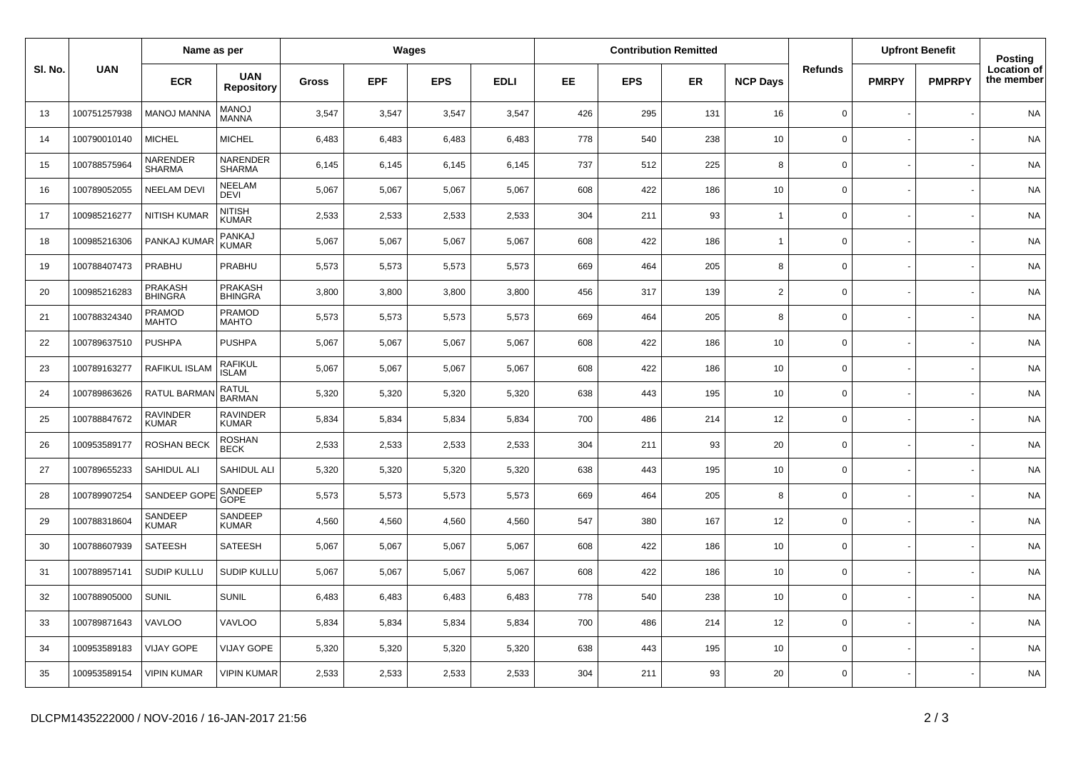| Sl. No. | UAN | Name as per | | Wages | | | | Contribution Remitted | | | | Refunds | Upfront Benefit | | Posting Location of the member |
|---|---|---|---|---|---|---|---|---|---|---|---|---|---|---|---|
| | | ECR | UAN Repository | Gross | EPF | EPS | EDLI | EE | EPS | ER | NCP Days | | PMRPY | PMPRPY | |
| 13 | 100751257938 | MANOJ MANNA | MANOJ MANNA | 3,547 | 3,547 | 3,547 | 3,547 | 426 | 295 | 131 | 16 | 0 | - | - | NA |
| 14 | 100790010140 | MICHEL | MICHEL | 6,483 | 6,483 | 6,483 | 6,483 | 778 | 540 | 238 | 10 | 0 | - | - | NA |
| 15 | 100788575964 | NARENDER SHARMA | NARENDER SHARMA | 6,145 | 6,145 | 6,145 | 6,145 | 737 | 512 | 225 | 8 | 0 | - | - | NA |
| 16 | 100789052055 | NEELAM DEVI | NEELAM DEVI | 5,067 | 5,067 | 5,067 | 5,067 | 608 | 422 | 186 | 10 | 0 | - | - | NA |
| 17 | 100985216277 | NITISH KUMAR | NITISH KUMAR | 2,533 | 2,533 | 2,533 | 2,533 | 304 | 211 | 93 | 1 | 0 | - | - | NA |
| 18 | 100985216306 | PANKAJ KUMAR | PANKAJ KUMAR | 5,067 | 5,067 | 5,067 | 5,067 | 608 | 422 | 186 | 1 | 0 | - | - | NA |
| 19 | 100788407473 | PRABHU | PRABHU | 5,573 | 5,573 | 5,573 | 5,573 | 669 | 464 | 205 | 8 | 0 | - | - | NA |
| 20 | 100985216283 | PRAKASH BHINGRA | PRAKASH BHINGRA | 3,800 | 3,800 | 3,800 | 3,800 | 456 | 317 | 139 | 2 | 0 | - | - | NA |
| 21 | 100788324340 | PRAMOD MAHTO | PRAMOD MAHTO | 5,573 | 5,573 | 5,573 | 5,573 | 669 | 464 | 205 | 8 | 0 | - | - | NA |
| 22 | 100789637510 | PUSHPA | PUSHPA | 5,067 | 5,067 | 5,067 | 5,067 | 608 | 422 | 186 | 10 | 0 | - | - | NA |
| 23 | 100789163277 | RAFIKUL ISLAM | RAFIKUL ISLAM | 5,067 | 5,067 | 5,067 | 5,067 | 608 | 422 | 186 | 10 | 0 | - | - | NA |
| 24 | 100789863626 | RATUL BARMAN | RATUL BARMAN | 5,320 | 5,320 | 5,320 | 5,320 | 638 | 443 | 195 | 10 | 0 | - | - | NA |
| 25 | 100788847672 | RAVINDER KUMAR | RAVINDER KUMAR | 5,834 | 5,834 | 5,834 | 5,834 | 700 | 486 | 214 | 12 | 0 | - | - | NA |
| 26 | 100953589177 | ROSHAN BECK | ROSHAN BECK | 2,533 | 2,533 | 2,533 | 2,533 | 304 | 211 | 93 | 20 | 0 | - | - | NA |
| 27 | 100789655233 | SAHIDUL ALI | SAHIDUL ALI | 5,320 | 5,320 | 5,320 | 5,320 | 638 | 443 | 195 | 10 | 0 | - | - | NA |
| 28 | 100789907254 | SANDEEP GOPE | SANDEEP GOPE | 5,573 | 5,573 | 5,573 | 5,573 | 669 | 464 | 205 | 8 | 0 | - | - | NA |
| 29 | 100788318604 | SANDEEP KUMAR | SANDEEP KUMAR | 4,560 | 4,560 | 4,560 | 4,560 | 547 | 380 | 167 | 12 | 0 | - | - | NA |
| 30 | 100788607939 | SATEESH | SATEESH | 5,067 | 5,067 | 5,067 | 5,067 | 608 | 422 | 186 | 10 | 0 | - | - | NA |
| 31 | 100788957141 | SUDIP KULLU | SUDIP KULLU | 5,067 | 5,067 | 5,067 | 5,067 | 608 | 422 | 186 | 10 | 0 | - | - | NA |
| 32 | 100788905000 | SUNIL | SUNIL | 6,483 | 6,483 | 6,483 | 6,483 | 778 | 540 | 238 | 10 | 0 | - | - | NA |
| 33 | 100789871643 | VAVLOO | VAVLOO | 5,834 | 5,834 | 5,834 | 5,834 | 700 | 486 | 214 | 12 | 0 | - | - | NA |
| 34 | 100953589183 | VIJAY GOPE | VIJAY GOPE | 5,320 | 5,320 | 5,320 | 5,320 | 638 | 443 | 195 | 10 | 0 | - | - | NA |
| 35 | 100953589154 | VIPIN KUMAR | VIPIN KUMAR | 2,533 | 2,533 | 2,533 | 2,533 | 304 | 211 | 93 | 20 | 0 | - | - | NA |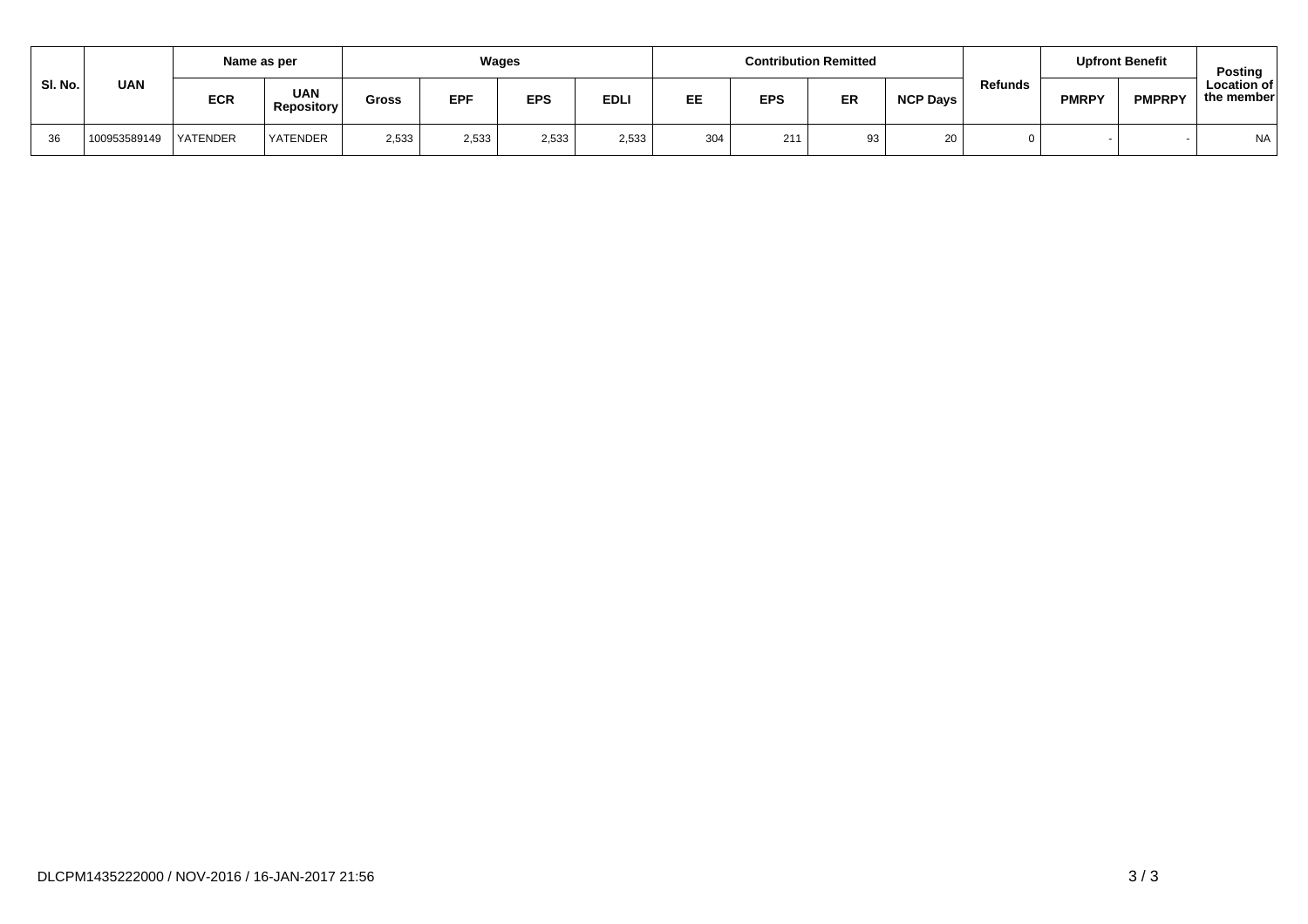| Sl. No. | UAN | Name as per | | Wages | | | | Contribution Remitted | | | | Refunds | Upfront Benefit | | Posting Location of the member |
|---|---|---|---|---|---|---|---|---|---|---|---|---|---|---|---|
| | | ECR | UAN Repository | Gross | EPF | EPS | EDLI | EE | EPS | ER | NCP Days | | PMRPY | PMPRPY | |
| 36 | 100953589149 | YATENDER | YATENDER | 2,533 | 2,533 | 2,533 | 2,533 | 304 | 211 | 93 | 20 | 0 | - | - | NA |

DLCPM1435222000 / NOV-2016 / 16-JAN-2017 21:56